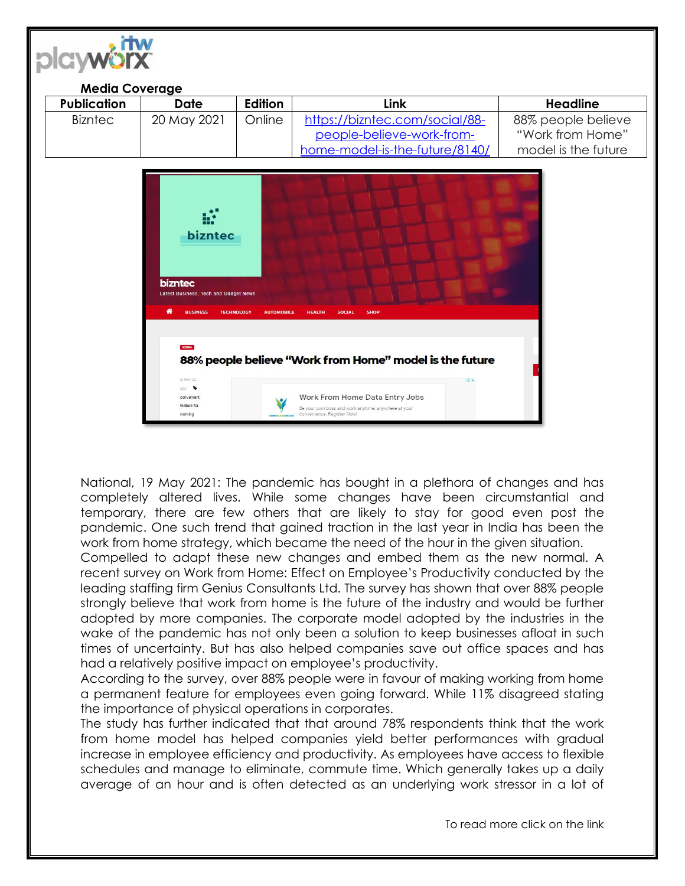**Media Coverage**

| Publication | Date | Edition | Link | Headline |
|---|---|---|---|---|
| Bizntec | 20 May 2021 | Online | https://biztec.com/social/88-people-believe-work-from-home-model-is-the-future/8140/ | 88% people believe "Work from Home" model is the future |

National, 19 May 2021: The pandemic has bought in a plethora of changes and has completely altered lives. While some changes have been circumstantial and temporary, there are few others that are likely to stay for good even post the pandemic. One such trend that gained traction in the last year in India has been the work from home strategy, which became the need of the hour in the given situation.

Compelled to adapt these new changes and embed them as the new normal. A recent survey on Work from Home: Effect on Employee's Productivity conducted by the leading staffing firm Genius Consultants Ltd. The survey has shown that over 88% people strongly believe that work from home is the future of the industry and would be further adopted by more companies. The corporate model adopted by the industries in the wake of the pandemic has not only been a solution to keep businesses afloat in such times of uncertainty. But has also helped companies save out office spaces and has had a relatively positive impact on employee's productivity.

According to the survey, over 88% people were in favour of making working from home a permanent feature for employees even going forward. While 11% disagreed stating the importance of physical operations in corporates.

The study has further indicated that that around 78% respondents think that the work from home model has helped companies yield better performances with gradual increase in employee efficiency and productivity. As employees have access to flexible schedules and manage to eliminate, commute time. Which generally takes up a daily average of an hour and is often detected as an underlying work stressor in a lot of

To read more click on the link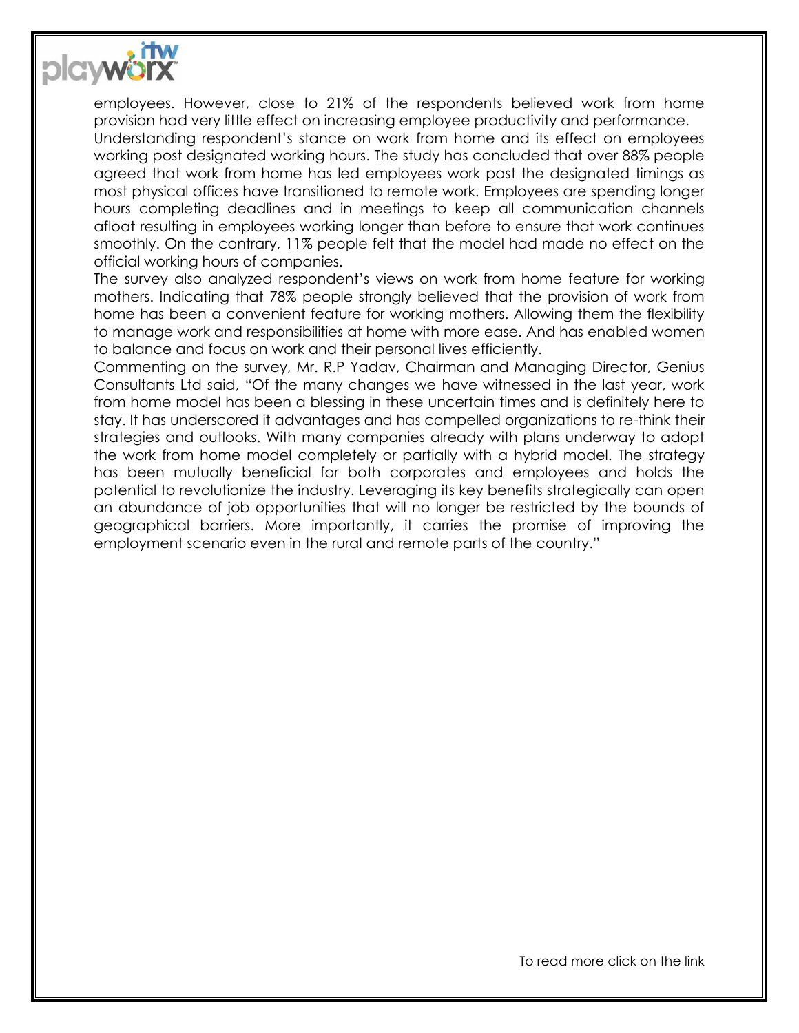employees. However, close to 21% of the respondents believed work from home provision had very little effect on increasing employee productivity and performance.

Understanding respondent's stance on work from home and its effect on employees working post designated working hours. The study has concluded that over 88% people agreed that work from home has led employees work past the designated timings as most physical offices have transitioned to remote work. Employees are spending longer hours completing deadlines and in meetings to keep all communication channels afloat resulting in employees working longer than before to ensure that work continues smoothly. On the contrary, 11% people felt that the model had made no effect on the official working hours of companies.

The survey also analyzed respondent's views on work from home feature for working mothers. Indicating that 78% people strongly believed that the provision of work from home has been a convenient feature for working mothers. Allowing them the flexibility to manage work and responsibilities at home with more ease. And has enabled women to balance and focus on work and their personal lives efficiently.

Commenting on the survey, Mr. R.P Yadav, Chairman and Managing Director, Genius Consultants Ltd said, "Of the many changes we have witnessed in the last year, work from home model has been a blessing in these uncertain times and is definitely here to stay. It has underscored it advantages and has compelled organizations to re-think their strategies and outlooks. With many companies already with plans underway to adopt the work from home model completely or partially with a hybrid model. The strategy has been mutually beneficial for both corporates and employees and holds the potential to revolutionize the industry. Leveraging its key benefits strategically can open an abundance of job opportunities that will no longer be restricted by the bounds of geographical barriers. More importantly, it carries the promise of improving the employment scenario even in the rural and remote parts of the country."

To read more click on the link